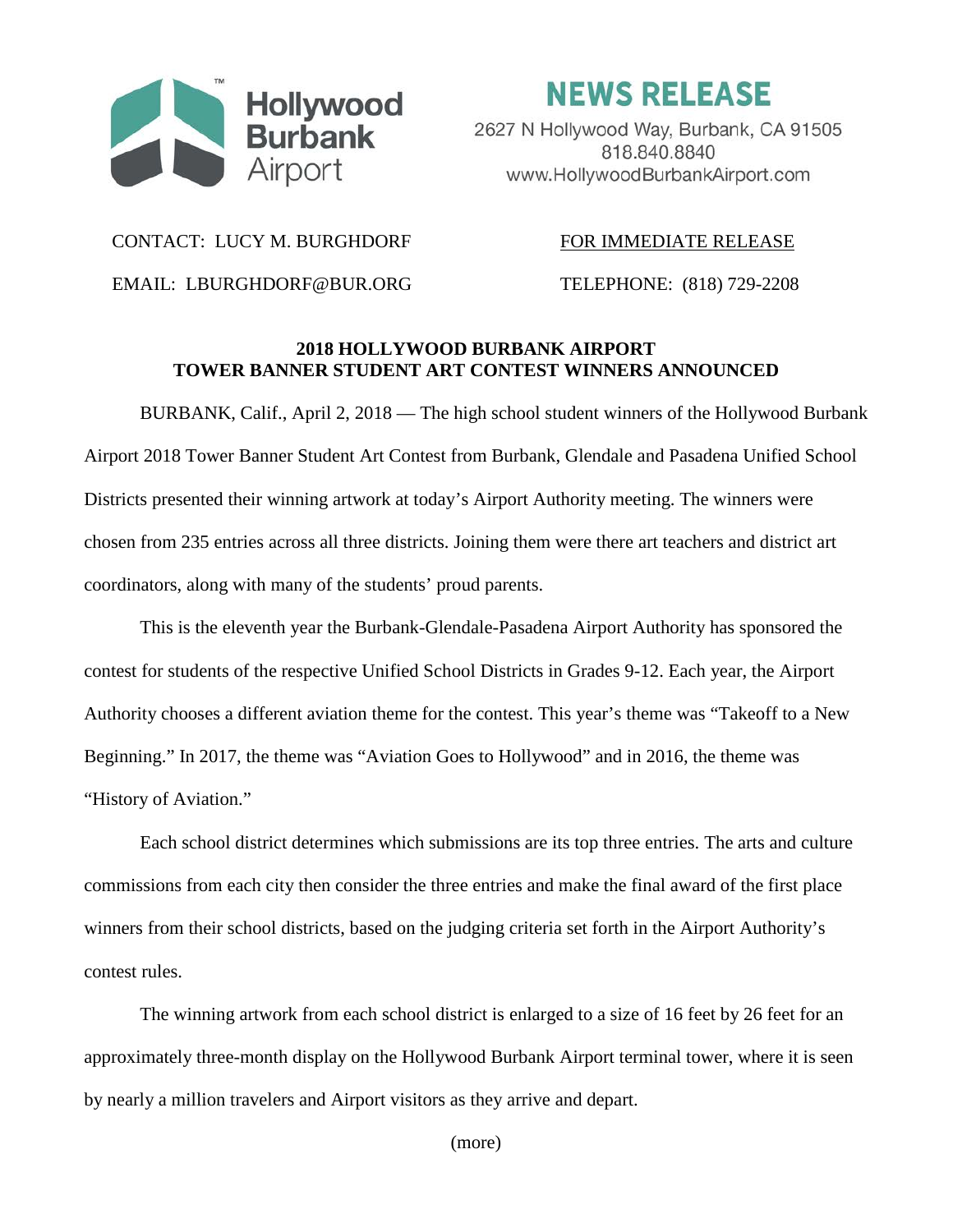Hollywood Burbank Airport

# NEWS RELEASE

2627 N Hollywood Way, Burbank, CA 91505
818.840.8840
www.HollywoodBurbankAirport.com

CONTACT: LUCY M. BURGHDORF

FOR IMMEDIATE RELEASE

EMAIL: LBURGHDORF@BUR.ORG

TELEPHONE: (818) 729-2208

## 2018 HOLLYWOOD BURBANK AIRPORT TOWER BANNER STUDENT ART CONTEST WINNERS ANNOUNCED

BURBANK, Calif., April 2, 2018 — The high school student winners of the Hollywood Burbank Airport 2018 Tower Banner Student Art Contest from Burbank, Glendale and Pasadena Unified School Districts presented their winning artwork at today's Airport Authority meeting. The winners were chosen from 235 entries across all three districts. Joining them were there art teachers and district art coordinators, along with many of the students' proud parents.

This is the eleventh year the Burbank-Glendale-Pasadena Airport Authority has sponsored the contest for students of the respective Unified School Districts in Grades 9-12. Each year, the Airport Authority chooses a different aviation theme for the contest. This year's theme was "Takeoff to a New Beginning." In 2017, the theme was "Aviation Goes to Hollywood" and in 2016, the theme was "History of Aviation."

Each school district determines which submissions are its top three entries. The arts and culture commissions from each city then consider the three entries and make the final award of the first place winners from their school districts, based on the judging criteria set forth in the Airport Authority's contest rules.

The winning artwork from each school district is enlarged to a size of 16 feet by 26 feet for an approximately three-month display on the Hollywood Burbank Airport terminal tower, where it is seen by nearly a million travelers and Airport visitors as they arrive and depart.

(more)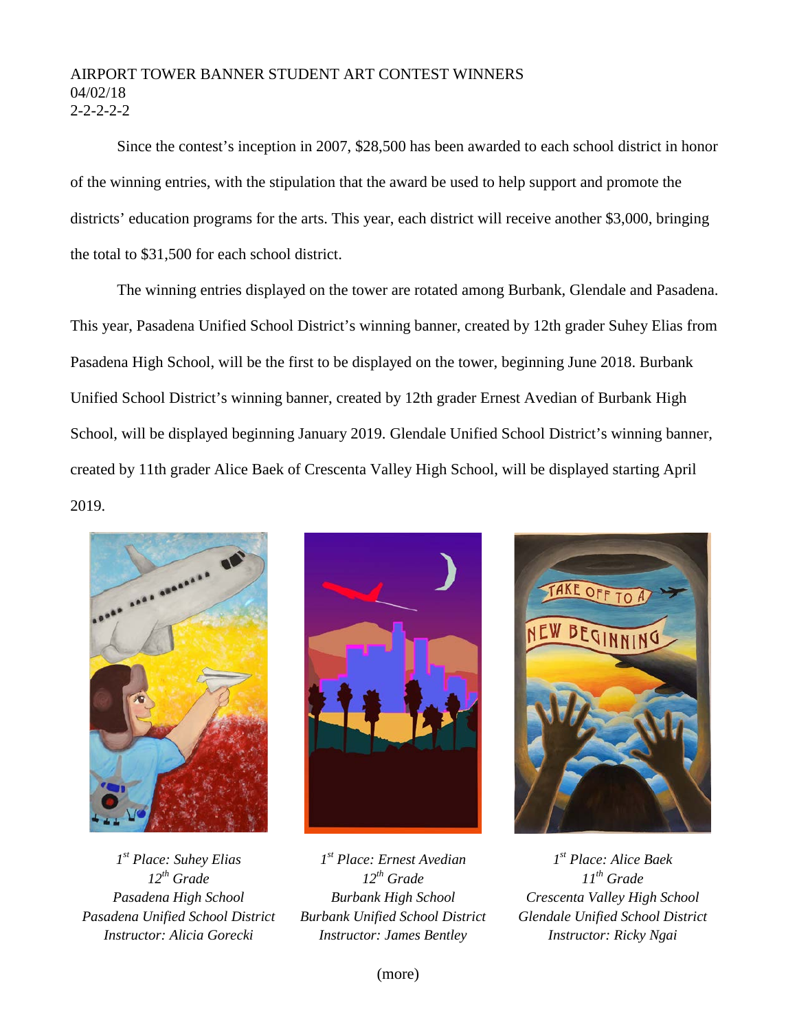AIRPORT TOWER BANNER STUDENT ART CONTEST WINNERS
04/02/18
2-2-2-2-2

Since the contest's inception in 2007, $28,500 has been awarded to each school district in honor of the winning entries, with the stipulation that the award be used to help support and promote the districts' education programs for the arts. This year, each district will receive another $3,000, bringing the total to $31,500 for each school district.

The winning entries displayed on the tower are rotated among Burbank, Glendale and Pasadena. This year, Pasadena Unified School District's winning banner, created by 12th grader Suhey Elias from Pasadena High School, will be the first to be displayed on the tower, beginning June 2018. Burbank Unified School District's winning banner, created by 12th grader Ernest Avedian of Burbank High School, will be displayed beginning January 2019. Glendale Unified School District's winning banner, created by 11th grader Alice Baek of Crescenta Valley High School, will be displayed starting April 2019.

*1st Place: Suhey Elias*
*12th Grade*
*Pasadena High School*
*Pasadena Unified School District*
*Instructor: Alicia Gorecki*

*1st Place: Ernest Avedian*
*12th Grade*
*Burbank High School*
*Burbank Unified School District*
*Instructor: James Bentley*

*1st Place: Alice Baek*
*11th Grade*
*Crescenta Valley High School*
*Glendale Unified School District*
*Instructor: Ricky Ngai*

(more)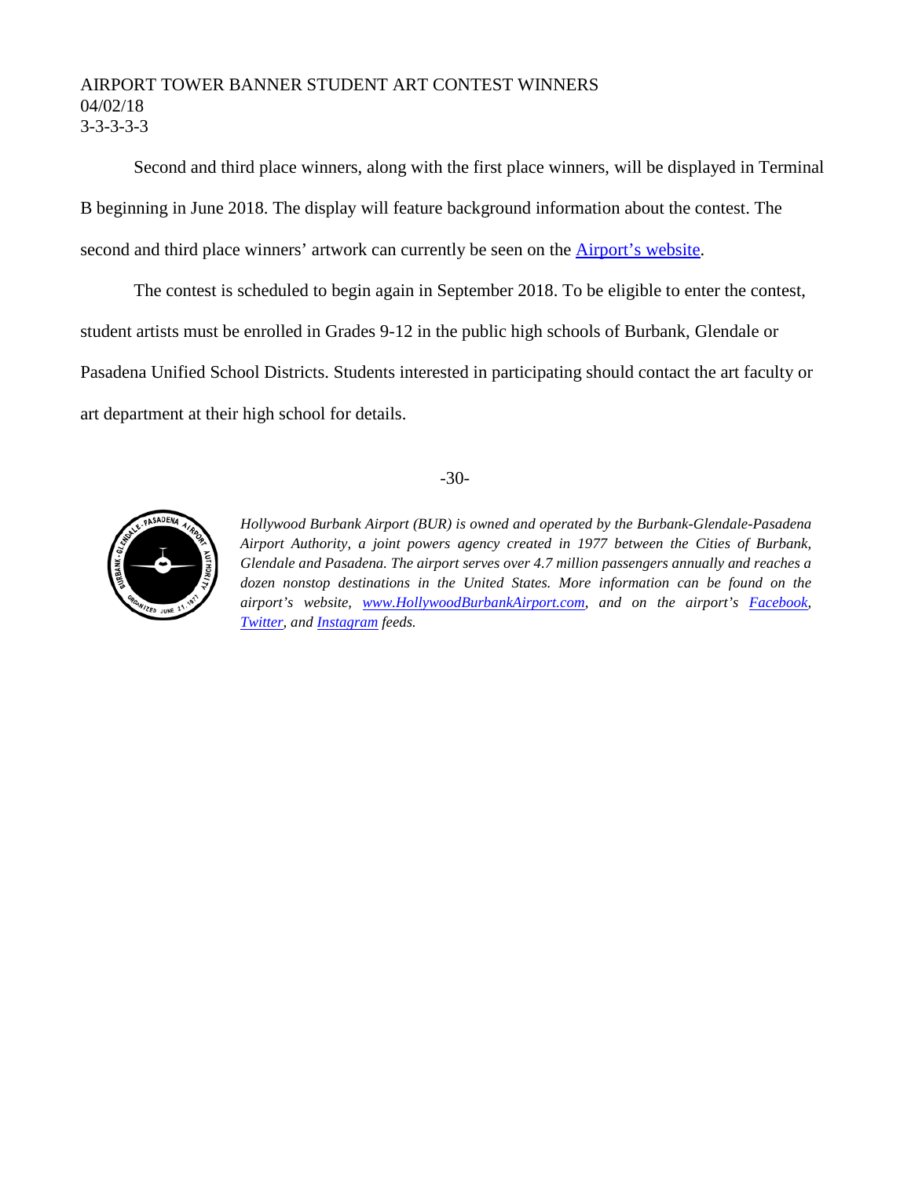Second and third place winners, along with the first place winners, will be displayed in Terminal B beginning in June 2018. The display will feature background information about the contest. The second and third place winners' artwork can currently be seen on the Airport's website.

The contest is scheduled to begin again in September 2018. To be eligible to enter the contest, student artists must be enrolled in Grades 9-12 in the public high schools of Burbank, Glendale or Pasadena Unified School Districts. Students interested in participating should contact the art faculty or art department at their high school for details.

-30-

*Hollywood Burbank Airport (BUR) is owned and operated by the Burbank-Glendale-Pasadena Airport Authority, a joint powers agency created in 1977 between the Cities of Burbank, Glendale and Pasadena. The airport serves over 4.7 million passengers annually and reaches a dozen nonstop destinations in the United States. More information can be found on the airport's website, www.HollywoodBurbankAirport.com, and on the airport's Facebook, Twitter, and Instagram feeds.*